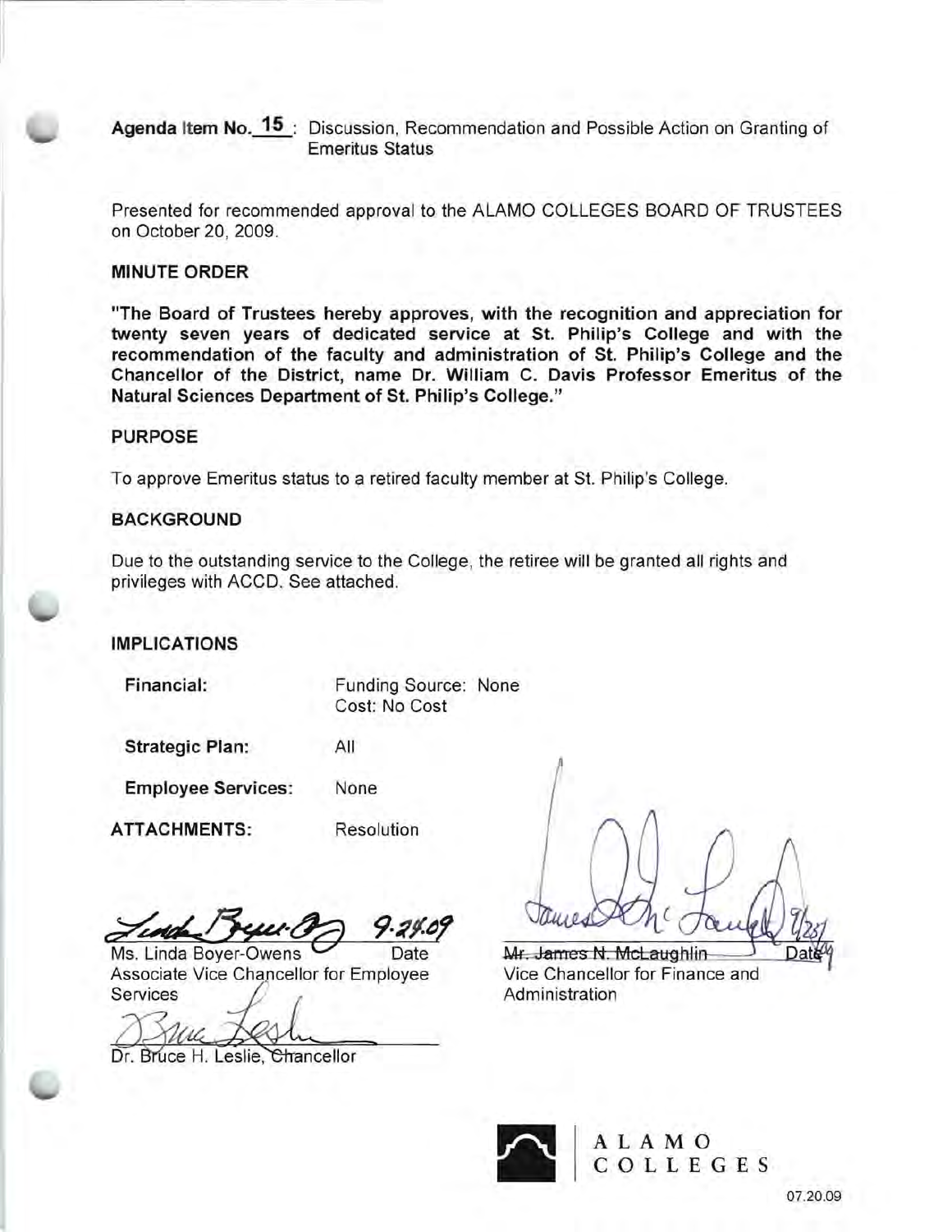**Agenda Item No. 15 :** Discussion, Recommendation and Possible Action on Granting of Emeritus Status

Presented for recommended approval to the ALAMO COLLEGES BOARD OF TRUSTEES on October 20, 2009.

**MINUTE ORDER**

**"The Board of Trustees hereby approves, with the recognition and appreciation for twenty seven years of dedicated service at St. Philip's College and with the recommendation of the faculty and administration of St. Philip's College and the Chancellor of the District, name Dr. William C. Davis Professor Emeritus of the Natural Sciences Department of St. Philip's College."**

**PURPOSE**

To approve Emeritus status to a retired faculty member at St. Philip's College.

**BACKGROUND**

Due to the outstanding service to the College, the retiree will be granted all rights and privileges with ACCD. See attached.

**IMPLICATIONS**

**Financial:** Funding Source: None
Cost: No Cost

**Strategic Plan:** All

**Employee Services:** None

**ATTACHMENTS:** Resolution

9-24-09

Ms. Linda Boyer-Owens — Date
Associate Vice Chancellor for Employee Services

Mr. James N. McLaughlin — Date
Vice Chancellor for Finance and Administration

Dr. Bruce H. Leslie, Chancellor

ALAMO COLLEGES

07.20.09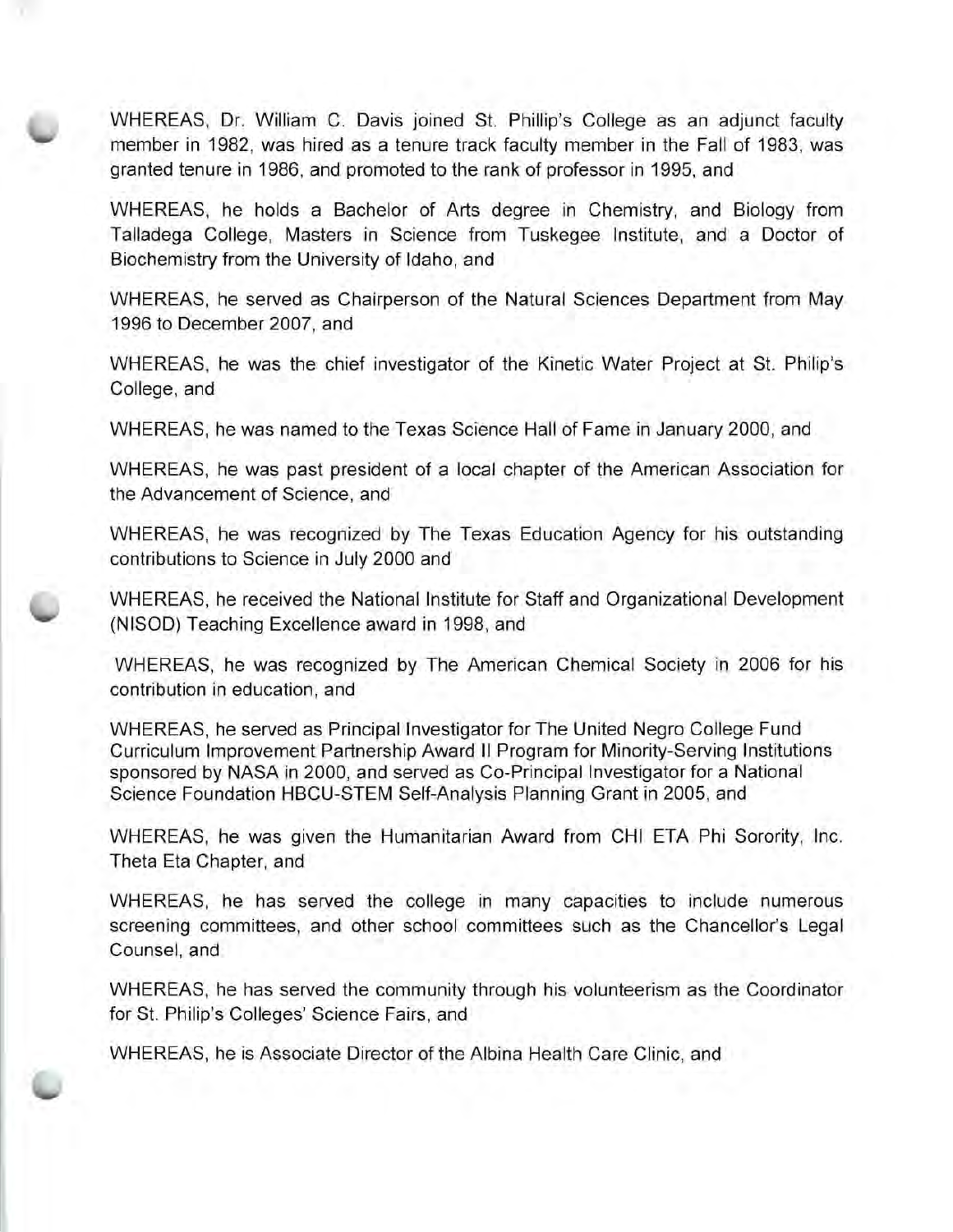WHEREAS, Dr. William C. Davis joined St. Phillip's College as an adjunct faculty member in 1982, was hired as a tenure track faculty member in the Fall of 1983, was granted tenure in 1986, and promoted to the rank of professor in 1995, and

WHEREAS, he holds a Bachelor of Arts degree in Chemistry, and Biology from Talladega College, Masters in Science from Tuskegee Institute, and a Doctor of Biochemistry from the University of Idaho, and

WHEREAS, he served as Chairperson of the Natural Sciences Department from May 1996 to December 2007, and

WHEREAS, he was the chief investigator of the Kinetic Water Project at St. Philip's College, and

WHEREAS, he was named to the Texas Science Hall of Fame in January 2000, and

WHEREAS, he was past president of a local chapter of the American Association for the Advancement of Science, and

WHEREAS, he was recognized by The Texas Education Agency for his outstanding contributions to Science in July 2000 and

WHEREAS, he received the National Institute for Staff and Organizational Development (NISOD) Teaching Excellence award in 1998, and

WHEREAS, he was recognized by The American Chemical Society in 2006 for his contribution in education, and

WHEREAS, he served as Principal Investigator for The United Negro College Fund Curriculum Improvement Partnership Award II Program for Minority-Serving Institutions sponsored by NASA in 2000, and served as Co-Principal Investigator for a National Science Foundation HBCU-STEM Self-Analysis Planning Grant in 2005, and

WHEREAS, he was given the Humanitarian Award from CHI ETA Phi Sorority, Inc. Theta Eta Chapter, and

WHEREAS, he has served the college in many capacities to include numerous screening committees, and other school committees such as the Chancellor's Legal Counsel, and

WHEREAS, he has served the community through his volunteerism as the Coordinator for St. Philip's Colleges' Science Fairs, and

WHEREAS, he is Associate Director of the Albina Health Care Clinic, and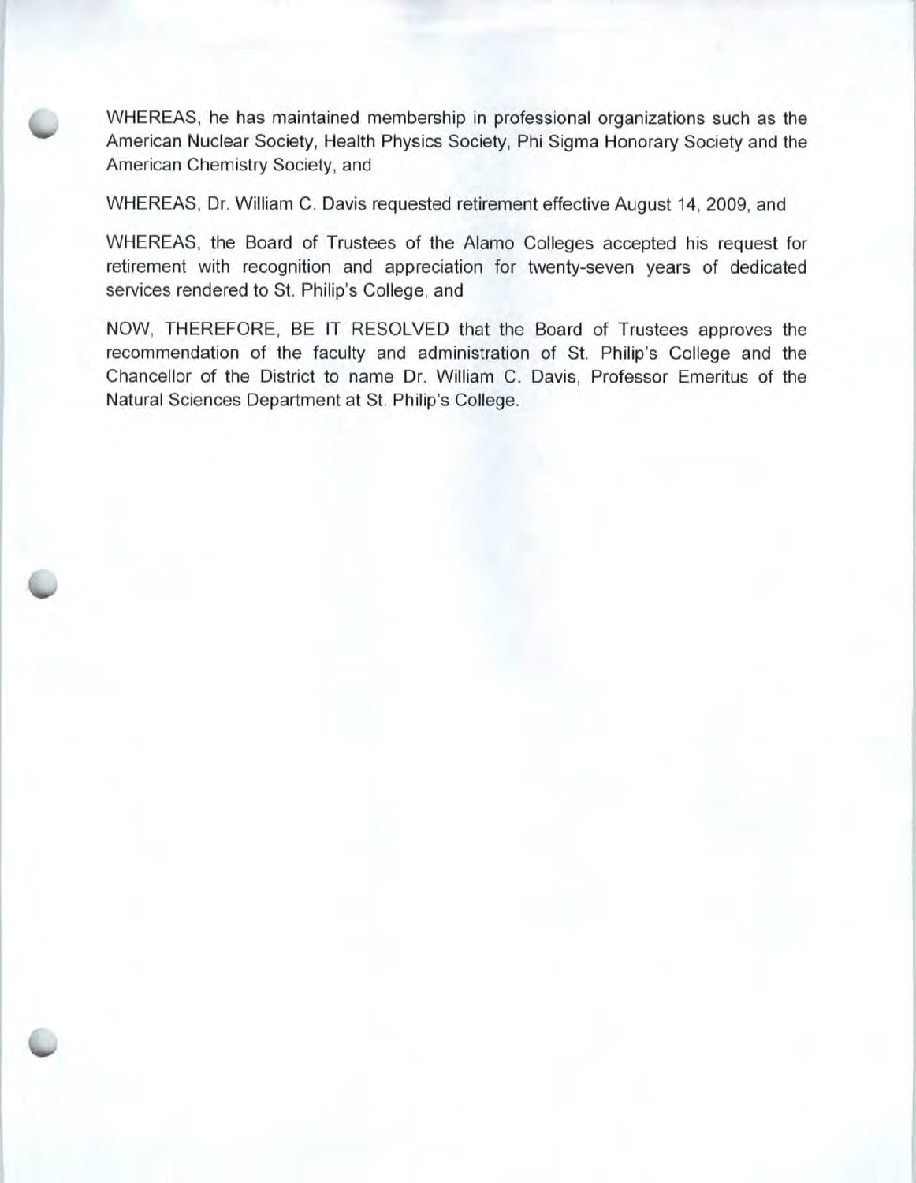WHEREAS, he has maintained membership in professional organizations such as the American Nuclear Society, Health Physics Society, Phi Sigma Honorary Society and the American Chemistry Society, and

WHEREAS, Dr. William C. Davis requested retirement effective August 14, 2009, and

WHEREAS, the Board of Trustees of the Alamo Colleges accepted his request for retirement with recognition and appreciation for twenty-seven years of dedicated services rendered to St. Philip's College, and

NOW, THEREFORE, BE IT RESOLVED that the Board of Trustees approves the recommendation of the faculty and administration of St. Philip's College and the Chancellor of the District to name Dr. William C. Davis, Professor Emeritus of the Natural Sciences Department at St. Philip's College.